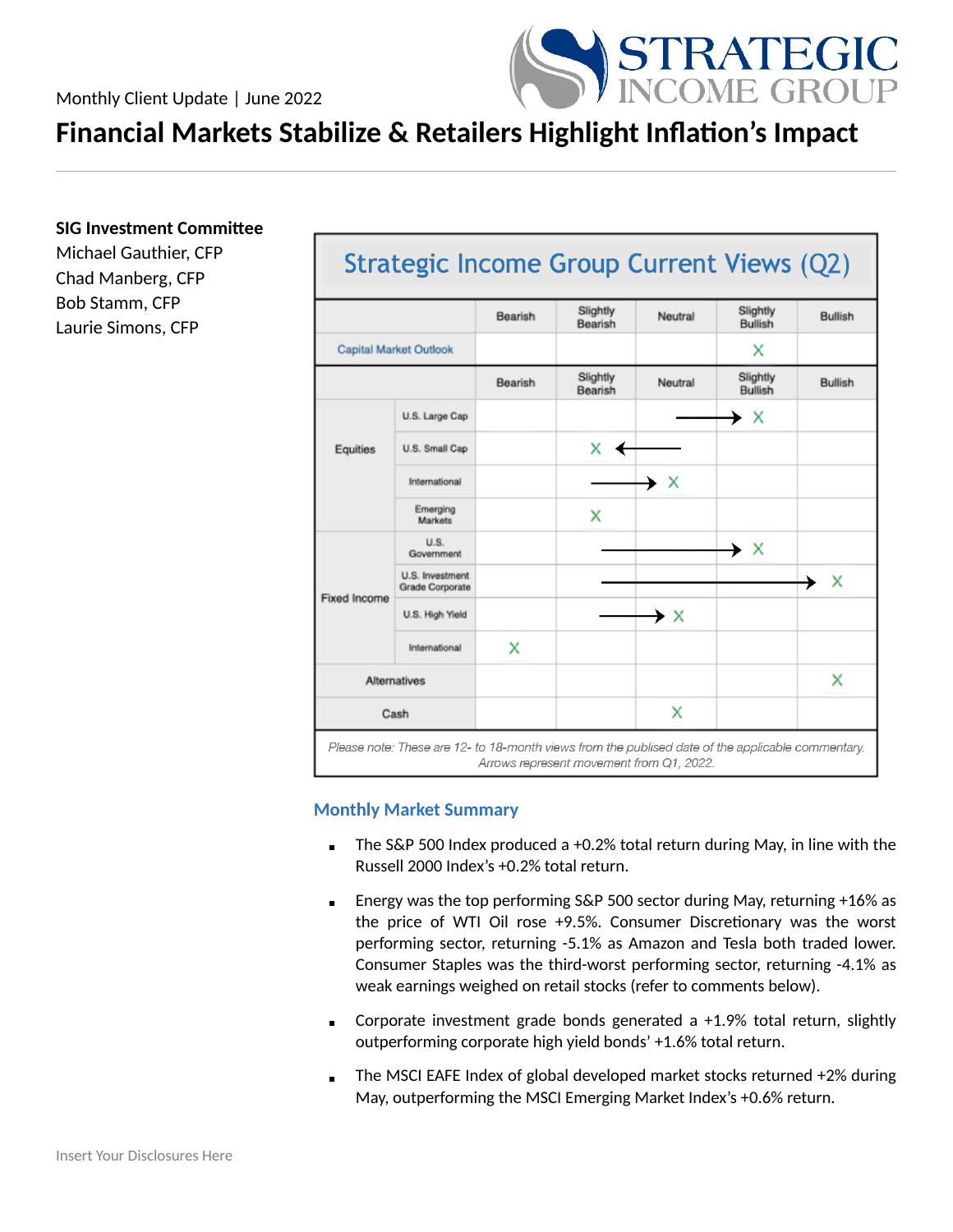Monthly Client Update | June 2022

# Financial Markets Stabilize & Retailers Highlight Inflation's Impact

**SIG Investment Committee**
Michael Gauthier, CFP
Chad Manberg, CFP
Bob Stamm, CFP
Laurie Simons, CFP

## Strategic Income Group Current Views (Q2)

| | | Bearish | Slightly Bearish | Neutral | Slightly Bullish | Bullish |
|---|---|---|---|---|---|---|
| Capital Market Outlook | | | | | X | |
| | | **Bearish** | **Slightly Bearish** | **Neutral** | **Slightly Bullish** | **Bullish** |
| Equities | U.S. Large Cap | | | → | X | |
| | U.S. Small Cap | | X | ← | | |
| | International | | → | X | | |
| | Emerging Markets | | X | | | |
| Fixed Income | U.S. Government | | → | → | X | |
| | U.S. Investment Grade Corporate | | → | → | → | X |
| | U.S. High Yield | | → | X | | |
| | International | X | | | | |
| Alternatives | | | | | | X |
| Cash | | | | X | | |

*Please note: These are 12- to 18-month views from the publised date of the applicable commentary. Arrows represent movement from Q1, 2022.*

### Monthly Market Summary

- The S&P 500 Index produced a +0.2% total return during May, in line with the Russell 2000 Index's +0.2% total return.
- Energy was the top performing S&P 500 sector during May, returning +16% as the price of WTI Oil rose +9.5%. Consumer Discretionary was the worst performing sector, returning -5.1% as Amazon and Tesla both traded lower. Consumer Staples was the third-worst performing sector, returning -4.1% as weak earnings weighed on retail stocks (refer to comments below).
- Corporate investment grade bonds generated a +1.9% total return, slightly outperforming corporate high yield bonds' +1.6% total return.
- The MSCI EAFE Index of global developed market stocks returned +2% during May, outperforming the MSCI Emerging Market Index's +0.6% return.

Insert Your Disclosures Here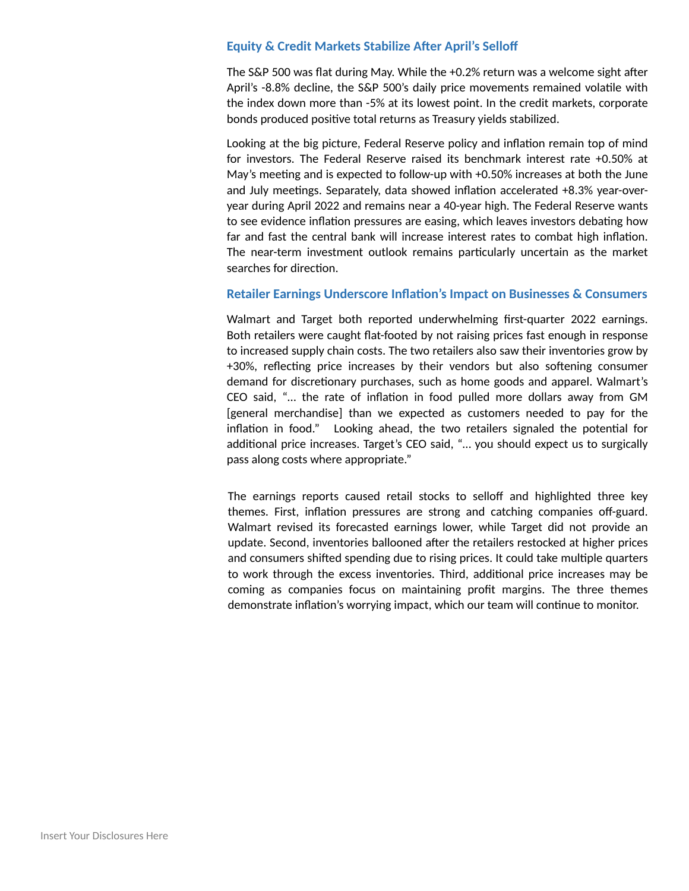## Equity & Credit Markets Stabilize After April's Selloff

The S&P 500 was flat during May. While the +0.2% return was a welcome sight after April's -8.8% decline, the S&P 500's daily price movements remained volatile with the index down more than -5% at its lowest point. In the credit markets, corporate bonds produced positive total returns as Treasury yields stabilized.

Looking at the big picture, Federal Reserve policy and inflation remain top of mind for investors. The Federal Reserve raised its benchmark interest rate +0.50% at May's meeting and is expected to follow-up with +0.50% increases at both the June and July meetings. Separately, data showed inflation accelerated +8.3% year-over-year during April 2022 and remains near a 40-year high. The Federal Reserve wants to see evidence inflation pressures are easing, which leaves investors debating how far and fast the central bank will increase interest rates to combat high inflation. The near-term investment outlook remains particularly uncertain as the market searches for direction.

## Retailer Earnings Underscore Inflation's Impact on Businesses & Consumers

Walmart and Target both reported underwhelming first-quarter 2022 earnings. Both retailers were caught flat-footed by not raising prices fast enough in response to increased supply chain costs. The two retailers also saw their inventories grow by +30%, reflecting price increases by their vendors but also softening consumer demand for discretionary purchases, such as home goods and apparel. Walmart's CEO said, "… the rate of inflation in food pulled more dollars away from GM [general merchandise] than we expected as customers needed to pay for the inflation in food." Looking ahead, the two retailers signaled the potential for additional price increases. Target's CEO said, "… you should expect us to surgically pass along costs where appropriate."

The earnings reports caused retail stocks to selloff and highlighted three key themes. First, inflation pressures are strong and catching companies off-guard. Walmart revised its forecasted earnings lower, while Target did not provide an update. Second, inventories ballooned after the retailers restocked at higher prices and consumers shifted spending due to rising prices. It could take multiple quarters to work through the excess inventories. Third, additional price increases may be coming as companies focus on maintaining profit margins. The three themes demonstrate inflation's worrying impact, which our team will continue to monitor.

Insert Your Disclosures Here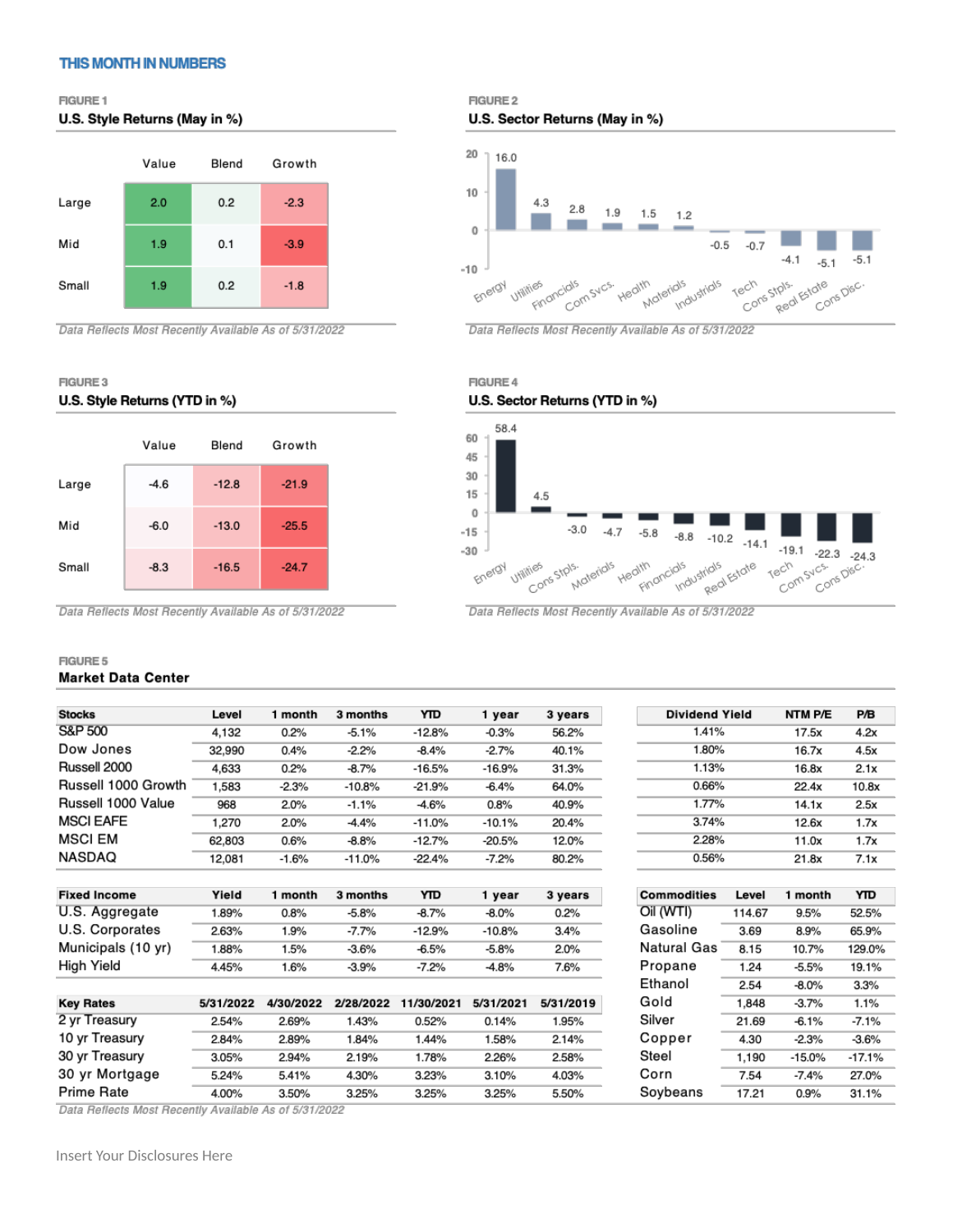# THIS MONTH IN NUMBERS

FIGURE 1

**U.S. Style Returns (May in %)**

| | Value | Blend | Growth |
|---|---|---|---|
| Large | 2.0 | 0.2 | -2.3 |
| Mid | 1.9 | 0.1 | -3.9 |
| Small | 1.9 | 0.2 | -1.8 |

*Data Reflects Most Recently Available As of 5/31/2022*

FIGURE 2

**U.S. Sector Returns (May in %)**

20
10
0
-10

16.0
4.3
2.8
1.9
1.5
1.2
-0.5
-0.7
-4.1
-5.1
-5.1

Energy
Utilities
Financials
Com Svcs.
Health
Materials
Industrials
Tech
Cons Stpls.
Real Estate
Cons Disc.

*Data Reflects Most Recently Available As of 5/31/2022*

FIGURE 3

**U.S. Style Returns (YTD in %)**

| | Value | Blend | Growth |
|---|---|---|---|
| Large | -4.6 | -12.8 | -21.9 |
| Mid | -6.0 | -13.0 | -25.5 |
| Small | -8.3 | -16.5 | -24.7 |

*Data Reflects Most Recently Available As of 5/31/2022*

FIGURE 4

**U.S. Sector Returns (YTD in %)**

60
45
30
15
0
-15
-30

58.4
4.5
-3.0
-4.7
-5.8
-8.8
-10.2
-14.1
-19.1
-22.3
-24.3

Energy
Utilities
Cons Stpls.
Materials
Health
Financials
Industrials
Real Estate
Tech
Com Svcs.
Cons Disc.

*Data Reflects Most Recently Available As of 5/31/2022*

FIGURE 5

**Market Data Center**

| Stocks | Level | 1 month | 3 months | YTD | 1 year | 3 years |
|---|---|---|---|---|---|---|
| S&P 500 | 4,132 | 0.2% | -5.1% | -12.8% | -0.3% | 56.2% |
| Dow Jones | 32,990 | 0.4% | -2.2% | -8.4% | -2.7% | 40.1% |
| Russell 2000 | 4,633 | 0.2% | -8.7% | -16.5% | -16.9% | 31.3% |
| Russell 1000 Growth | 1,583 | -2.3% | -10.8% | -21.9% | -6.4% | 64.0% |
| Russell 1000 Value | 968 | 2.0% | -1.1% | -4.6% | 0.8% | 40.9% |
| MSCI EAFE | 1,270 | 2.0% | -4.4% | -11.0% | -10.1% | 20.4% |
| MSCI EM | 62,803 | 0.6% | -8.8% | -12.7% | -20.5% | 12.0% |
| NASDAQ | 12,081 | -1.6% | -11.0% | -22.4% | -7.2% | 80.2% |

| Dividend Yield | NTM P/E | P/B |
|---|---|---|
| 1.41% | 17.5x | 4.2x |
| 1.80% | 16.7x | 4.5x |
| 1.13% | 16.8x | 2.1x |
| 0.66% | 22.4x | 10.8x |
| 1.77% | 14.1x | 2.5x |
| 3.74% | 12.6x | 1.7x |
| 2.28% | 11.0x | 1.7x |
| 0.56% | 21.8x | 7.1x |

| Fixed Income | Yield | 1 month | 3 months | YTD | 1 year | 3 years |
|---|---|---|---|---|---|---|
| U.S. Aggregate | 1.89% | 0.8% | -5.8% | -8.7% | -8.0% | 0.2% |
| U.S. Corporates | 2.63% | 1.9% | -7.7% | -12.9% | -10.8% | 3.4% |
| Municipals (10 yr) | 1.88% | 1.5% | -3.6% | -6.5% | -5.8% | 2.0% |
| High Yield | 4.45% | 1.6% | -3.9% | -7.2% | -4.8% | 7.6% |

| Key Rates | 5/31/2022 | 4/30/2022 | 2/28/2022 | 11/30/2021 | 5/31/2021 | 5/31/2019 |
|---|---|---|---|---|---|---|
| 2 yr Treasury | 2.54% | 2.69% | 1.43% | 0.52% | 0.14% | 1.95% |
| 10 yr Treasury | 2.84% | 2.89% | 1.84% | 1.44% | 1.58% | 2.14% |
| 30 yr Treasury | 3.05% | 2.94% | 2.19% | 1.78% | 2.26% | 2.58% |
| 30 yr Mortgage | 5.24% | 5.41% | 4.30% | 3.23% | 3.10% | 4.03% |
| Prime Rate | 4.00% | 3.50% | 3.25% | 3.25% | 3.25% | 5.50% |

| Commodities | Level | 1 month | YTD |
|---|---|---|---|
| Oil (WTI) | 114.67 | 9.5% | 52.5% |
| Gasoline | 3.69 | 8.9% | 65.9% |
| Natural Gas | 8.15 | 10.7% | 129.0% |
| Propane | 1.24 | -5.5% | 19.1% |
| Ethanol | 2.54 | -8.0% | 3.3% |
| Gold | 1,848 | -3.7% | 1.1% |
| Silver | 21.69 | -6.1% | -7.1% |
| Copper | 4.30 | -2.3% | -3.6% |
| Steel | 1,190 | -15.0% | -17.1% |
| Corn | 7.54 | -7.4% | 27.0% |
| Soybeans | 17.21 | 0.9% | 31.1% |

*Data Reflects Most Recently Available As of 5/31/2022*

Insert Your Disclosures Here